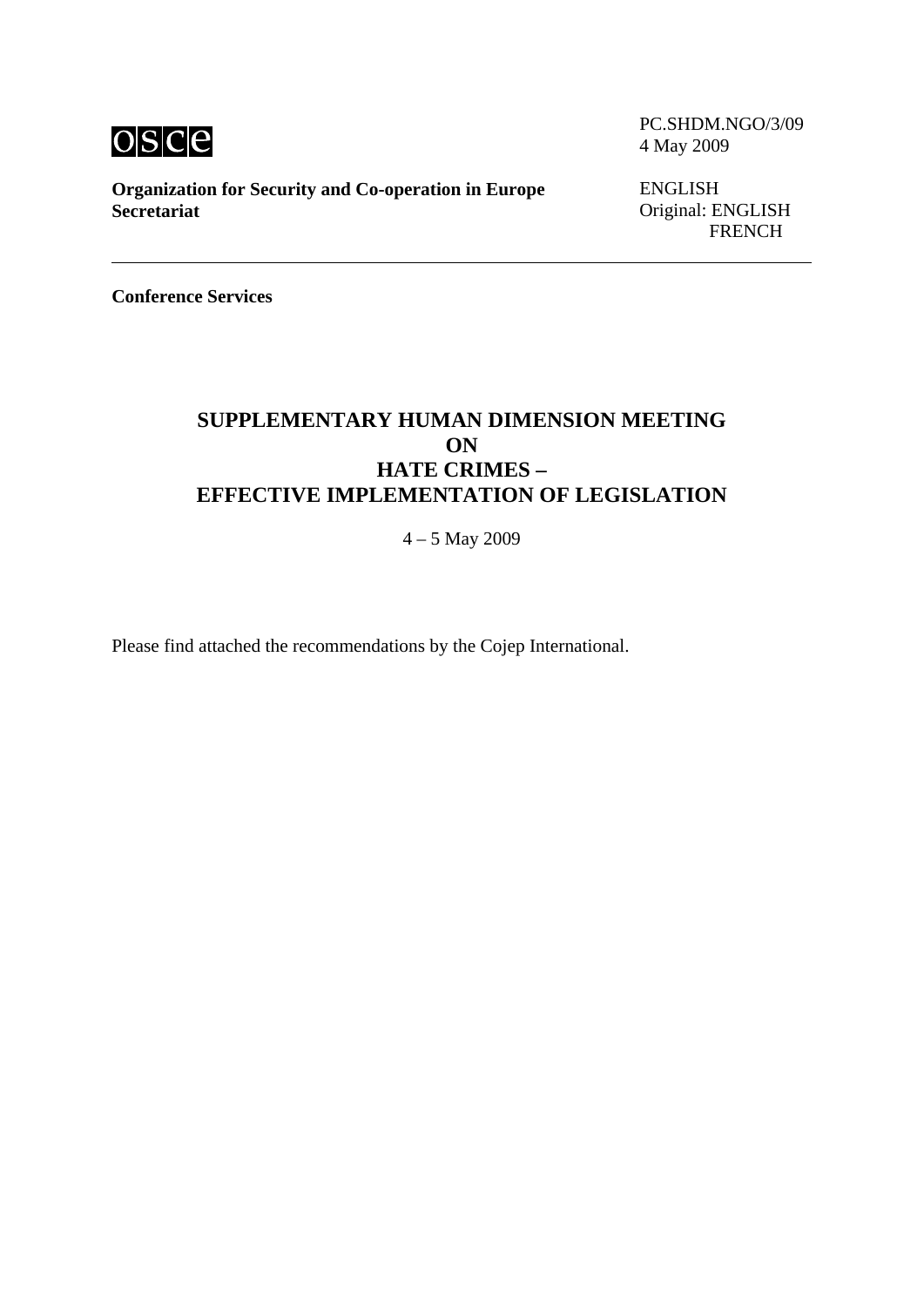osce

**Organization for Security and Co-operation in Europe**
**Secretariat**

PC.SHDM.NGO/3/09
4 May 2009

ENGLISH
Original: ENGLISH
FRENCH

**Conference Services**

# SUPPLEMENTARY HUMAN DIMENSION MEETING ON HATE CRIMES – EFFECTIVE IMPLEMENTATION OF LEGISLATION

4 – 5 May 2009

Please find attached the recommendations by the Cojep International.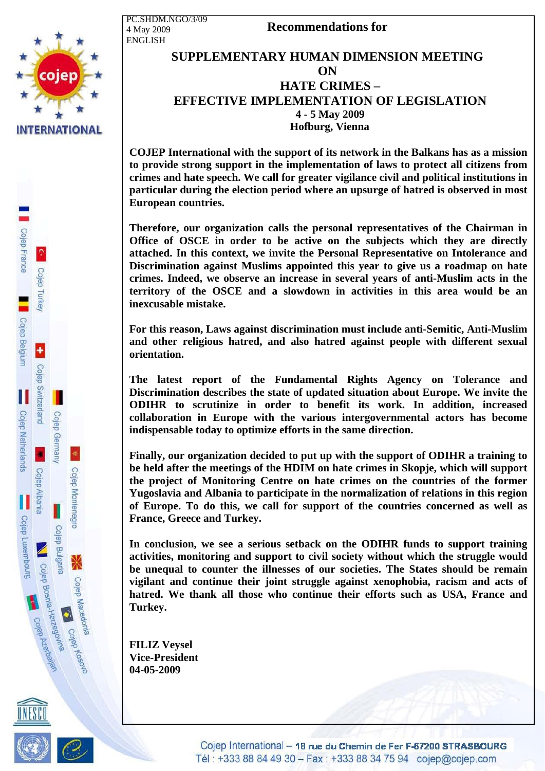PC.SHDM.NGO/3/09
4 May 2009
ENGLISH

**Recommendations for**

# SUPPLEMENTARY HUMAN DIMENSION MEETING ON HATE CRIMES – EFFECTIVE IMPLEMENTATION OF LEGISLATION

**4 - 5 May 2009**
**Hofburg, Vienna**

**COJEP International with the support of its network in the Balkans has as a mission to provide strong support in the implementation of laws to protect all citizens from crimes and hate speech. We call for greater vigilance civil and political institutions in particular during the election period where an upsurge of hatred is observed in most European countries.**

**Therefore, our organization calls the personal representatives of the Chairman in Office of OSCE in order to be active on the subjects which they are directly attached. In this context, we invite the Personal Representative on Intolerance and Discrimination against Muslims appointed this year to give us a roadmap on hate crimes. Indeed, we observe an increase in several years of anti-Muslim acts in the territory of the OSCE and a slowdown in activities in this area would be an inexcusable mistake.**

**For this reason, Laws against discrimination must include anti-Semitic, Anti-Muslim and other religious hatred, and also hatred against people with different sexual orientation.**

**The latest report of the Fundamental Rights Agency on Tolerance and Discrimination describes the state of updated situation about Europe. We invite the ODIHR to scrutinize in order to benefit its work. In addition, increased collaboration in Europe with the various intergovernmental actors has become indispensable today to optimize efforts in the same direction.**

**Finally, our organization decided to put up with the support of ODIHR a training to be held after the meetings of the HDIM on hate crimes in Skopje, which will support the project of Monitoring Centre on hate crimes on the countries of the former Yugoslavia and Albania to participate in the normalization of relations in this region of Europe. To do this, we call for support of the countries concerned as well as France, Greece and Turkey.**

**In conclusion, we see a serious setback on the ODIHR funds to support training activities, monitoring and support to civil society without which the struggle would be unequal to counter the illnesses of our societies. The States should be remain vigilant and continue their joint struggle against xenophobia, racism and acts of hatred. We thank all those who continue their efforts such as USA, France and Turkey.**

**FILIZ Veysel**
**Vice-President**
**04-05-2009**

Cojep France, Cojep Turkey, Cojep Belgium, Cojep Switzerland, Cojep Germany, Cojep Netherlands, Cojep Albania, Cojep Montenegro, Cojep Luxembourg, Cojep Bulgaria, Cojep Macedonia, Cojep Bosnia-Herzegovina, Cojep Kosovo, Cojep Azerbaijan

Cojep International – 18 rue du Chemin de Fer F-67200 STRASBOURG
Tél : +333 88 84 49 30 – Fax : +333 88 34 75 94 cojep@cojep.com